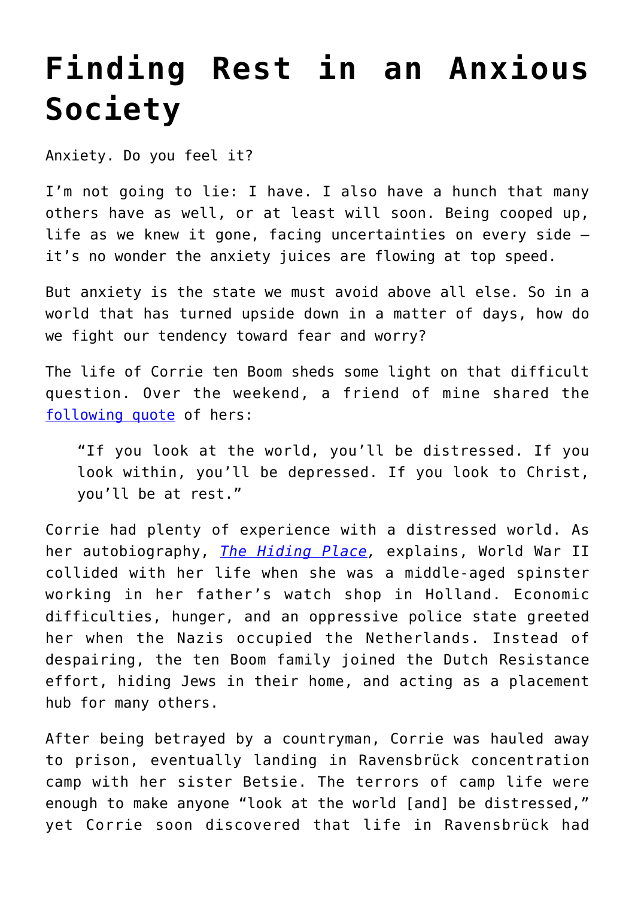# Finding Rest in an Anxious Society

Anxiety. Do you feel it?

I'm not going to lie: I have. I also have a hunch that many others have as well, or at least will soon. Being cooped up, life as we knew it gone, facing uncertainties on every side – it's no wonder the anxiety juices are flowing at top speed.

But anxiety is the state we must avoid above all else. So in a world that has turned upside down in a matter of days, how do we fight our tendency toward fear and worry?

The life of Corrie ten Boom sheds some light on that difficult question. Over the weekend, a friend of mine shared the [following quote](#) of hers:

> "If you look at the world, you'll be distressed. If you look within, you'll be depressed. If you look to Christ, you'll be at rest."

Corrie had plenty of experience with a distressed world. As her autobiography, [*The Hiding Place*](#), explains, World War II collided with her life when she was a middle-aged spinster working in her father's watch shop in Holland. Economic difficulties, hunger, and an oppressive police state greeted her when the Nazis occupied the Netherlands. Instead of despairing, the ten Boom family joined the Dutch Resistance effort, hiding Jews in their home, and acting as a placement hub for many others.

After being betrayed by a countryman, Corrie was hauled away to prison, eventually landing in Ravensbrück concentration camp with her sister Betsie. The terrors of camp life were enough to make anyone "look at the world [and] be distressed," yet Corrie soon discovered that life in Ravensbrück had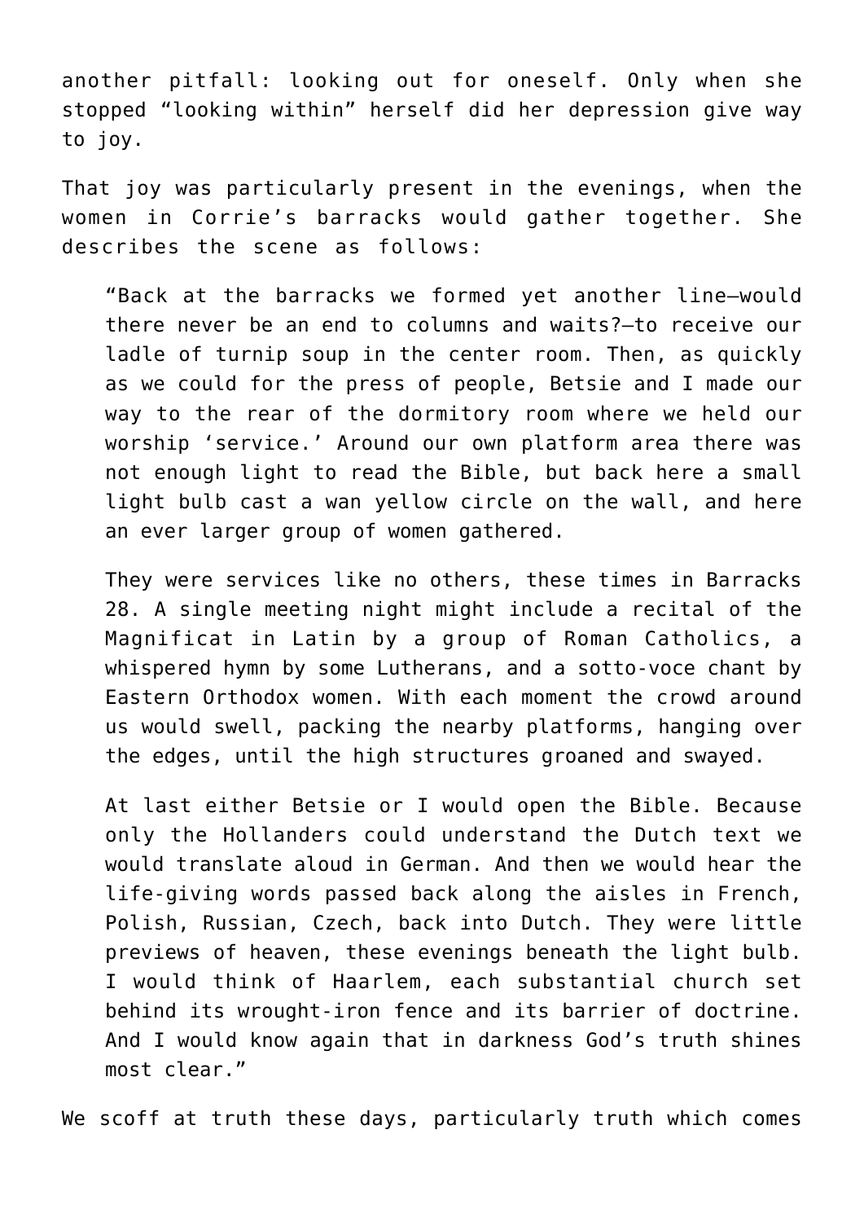another pitfall: looking out for oneself. Only when she stopped "looking within" herself did her depression give way to joy.

That joy was particularly present in the evenings, when the women in Corrie's barracks would gather together. She describes the scene as follows:

> "Back at the barracks we formed yet another line—would there never be an end to columns and waits?—to receive our ladle of turnip soup in the center room. Then, as quickly as we could for the press of people, Betsie and I made our way to the rear of the dormitory room where we held our worship 'service.' Around our own platform area there was not enough light to read the Bible, but back here a small light bulb cast a wan yellow circle on the wall, and here an ever larger group of women gathered.
>
> They were services like no others, these times in Barracks 28. A single meeting night might include a recital of the Magnificat in Latin by a group of Roman Catholics, a whispered hymn by some Lutherans, and a sotto-voce chant by Eastern Orthodox women. With each moment the crowd around us would swell, packing the nearby platforms, hanging over the edges, until the high structures groaned and swayed.
>
> At last either Betsie or I would open the Bible. Because only the Hollanders could understand the Dutch text we would translate aloud in German. And then we would hear the life-giving words passed back along the aisles in French, Polish, Russian, Czech, back into Dutch. They were little previews of heaven, these evenings beneath the light bulb. I would think of Haarlem, each substantial church set behind its wrought-iron fence and its barrier of doctrine. And I would know again that in darkness God's truth shines most clear."

We scoff at truth these days, particularly truth which comes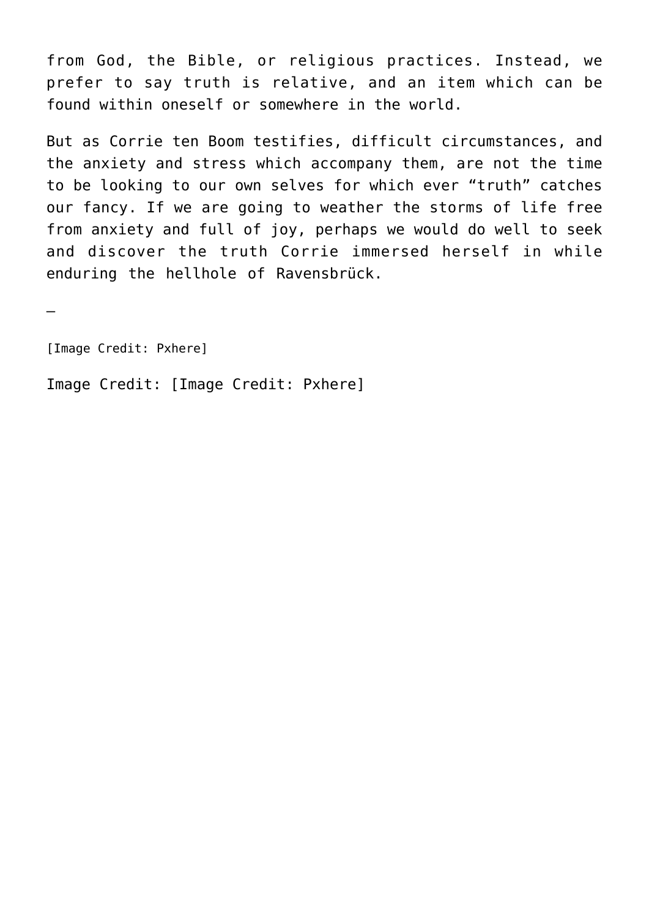from God, the Bible, or religious practices. Instead, we prefer to say truth is relative, and an item which can be found within oneself or somewhere in the world.

But as Corrie ten Boom testifies, difficult circumstances, and the anxiety and stress which accompany them, are not the time to be looking to our own selves for which ever "truth" catches our fancy. If we are going to weather the storms of life free from anxiety and full of joy, perhaps we would do well to seek and discover the truth Corrie immersed herself in while enduring the hellhole of Ravensbrück.

—

[Image Credit: Pxhere]

Image Credit: [Image Credit: Pxhere]